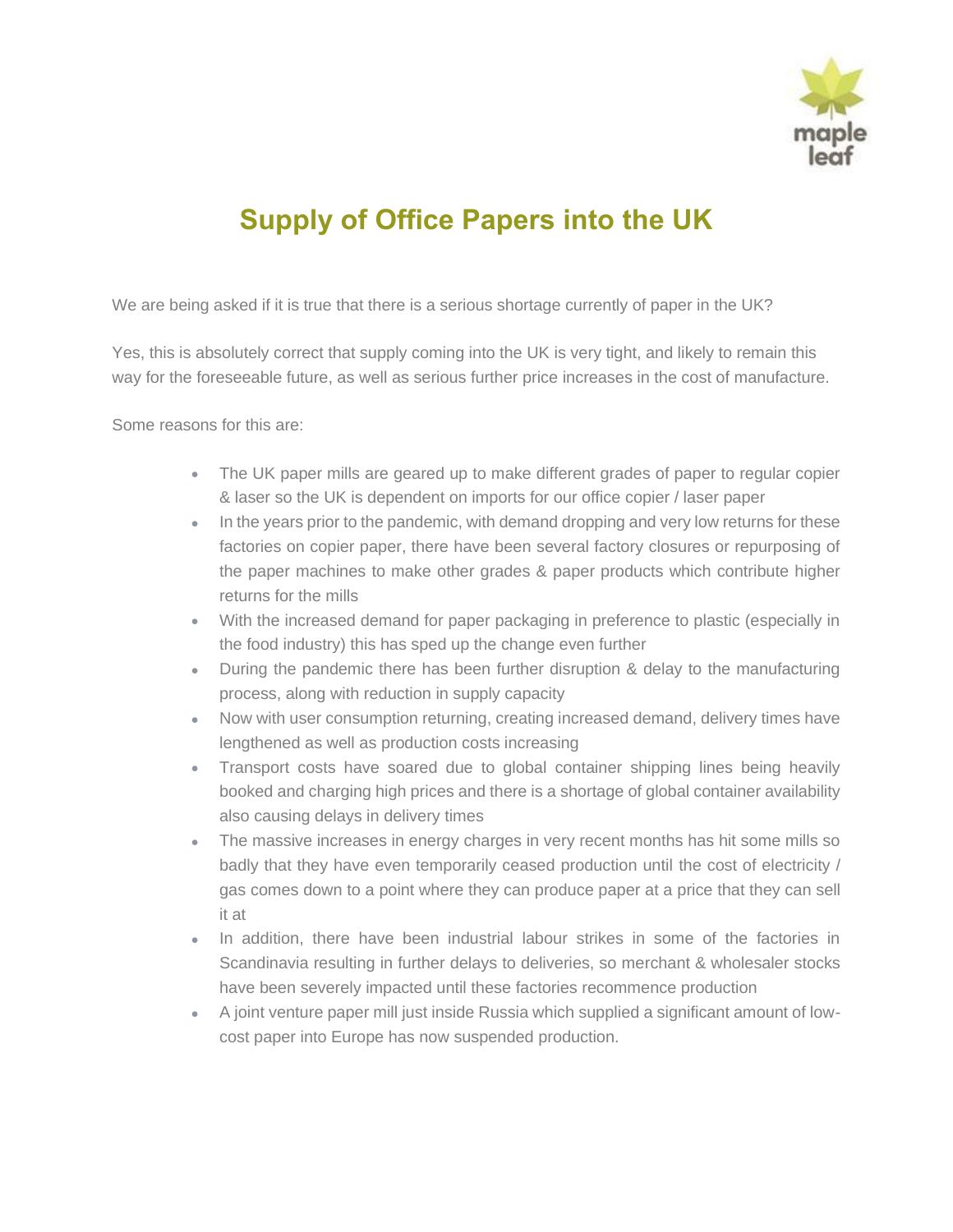# Supply of Office Papers into the UK

We are being asked if it is true that there is a serious shortage currently of paper in the UK?

Yes, this is absolutely correct that supply coming into the UK is very tight, and likely to remain this way for the foreseeable future, as well as serious further price increases in the cost of manufacture.

Some reasons for this are:

- The UK paper mills are geared up to make different grades of paper to regular copier & laser so the UK is dependent on imports for our office copier / laser paper
- In the years prior to the pandemic, with demand dropping and very low returns for these factories on copier paper, there have been several factory closures or repurposing of the paper machines to make other grades & paper products which contribute higher returns for the mills
- With the increased demand for paper packaging in preference to plastic (especially in the food industry) this has sped up the change even further
- During the pandemic there has been further disruption & delay to the manufacturing process, along with reduction in supply capacity
- Now with user consumption returning, creating increased demand, delivery times have lengthened as well as production costs increasing
- Transport costs have soared due to global container shipping lines being heavily booked and charging high prices and there is a shortage of global container availability also causing delays in delivery times
- The massive increases in energy charges in very recent months has hit some mills so badly that they have even temporarily ceased production until the cost of electricity / gas comes down to a point where they can produce paper at a price that they can sell it at
- In addition, there have been industrial labour strikes in some of the factories in Scandinavia resulting in further delays to deliveries, so merchant & wholesaler stocks have been severely impacted until these factories recommence production
- A joint venture paper mill just inside Russia which supplied a significant amount of low-cost paper into Europe has now suspended production.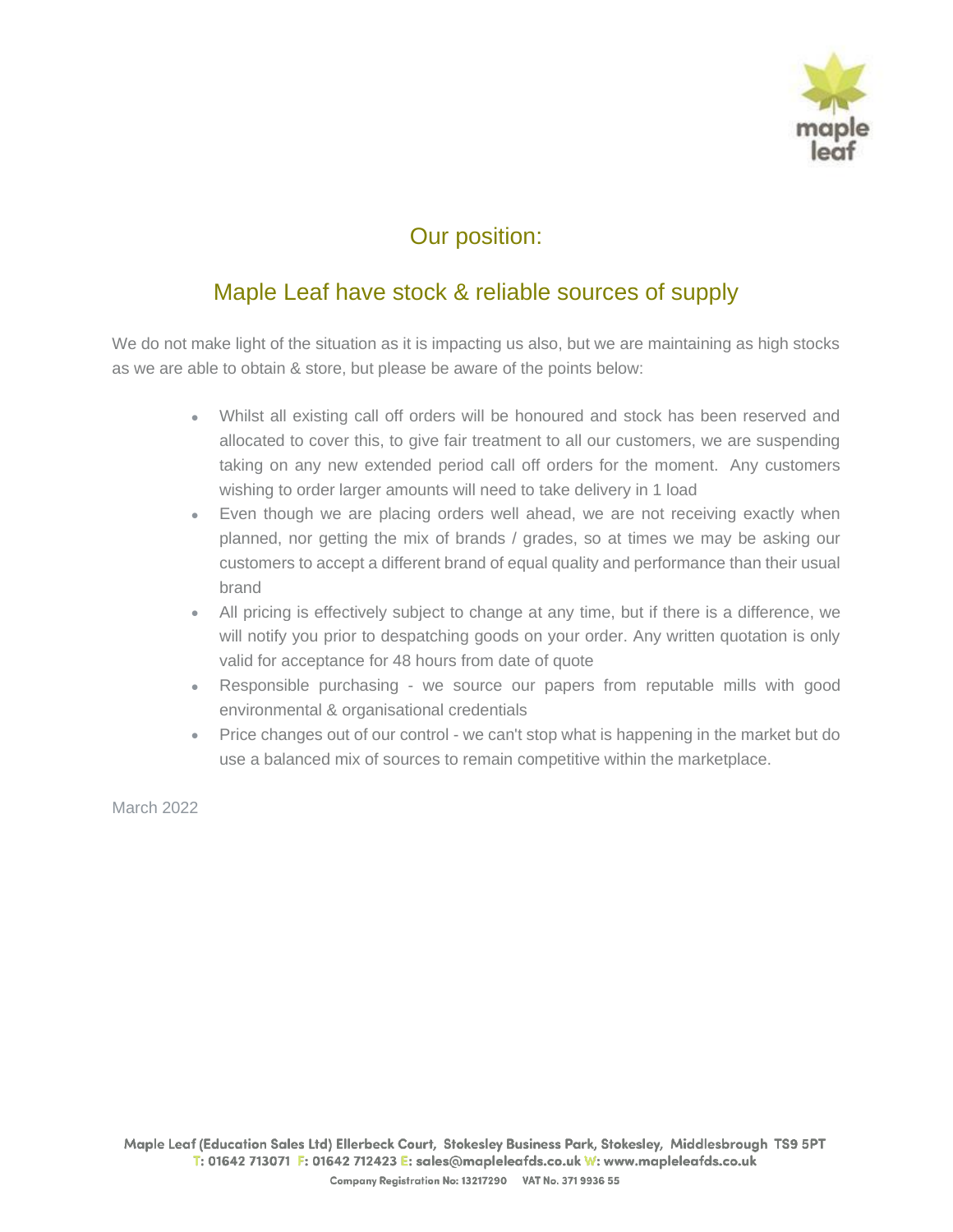## Our position:

## Maple Leaf have stock & reliable sources of supply

We do not make light of the situation as it is impacting us also, but we are maintaining as high stocks as we are able to obtain & store, but please be aware of the points below:

- Whilst all existing call off orders will be honoured and stock has been reserved and allocated to cover this, to give fair treatment to all our customers, we are suspending taking on any new extended period call off orders for the moment. Any customers wishing to order larger amounts will need to take delivery in 1 load
- Even though we are placing orders well ahead, we are not receiving exactly when planned, nor getting the mix of brands / grades, so at times we may be asking our customers to accept a different brand of equal quality and performance than their usual brand
- All pricing is effectively subject to change at any time, but if there is a difference, we will notify you prior to despatching goods on your order. Any written quotation is only valid for acceptance for 48 hours from date of quote
- Responsible purchasing - we source our papers from reputable mills with good environmental & organisational credentials
- Price changes out of our control - we can't stop what is happening in the market but do use a balanced mix of sources to remain competitive within the marketplace.

March 2022

Maple Leaf (Education Sales Ltd) Ellerbeck Court, Stokesley Business Park, Stokesley, Middlesbrough TS9 5PT
T: 01642 713071 F: 01642 712423 E: sales@mapleleafds.co.uk W: www.mapleleafds.co.uk
Company Registration No: 13217290 VAT No. 371 9936 55